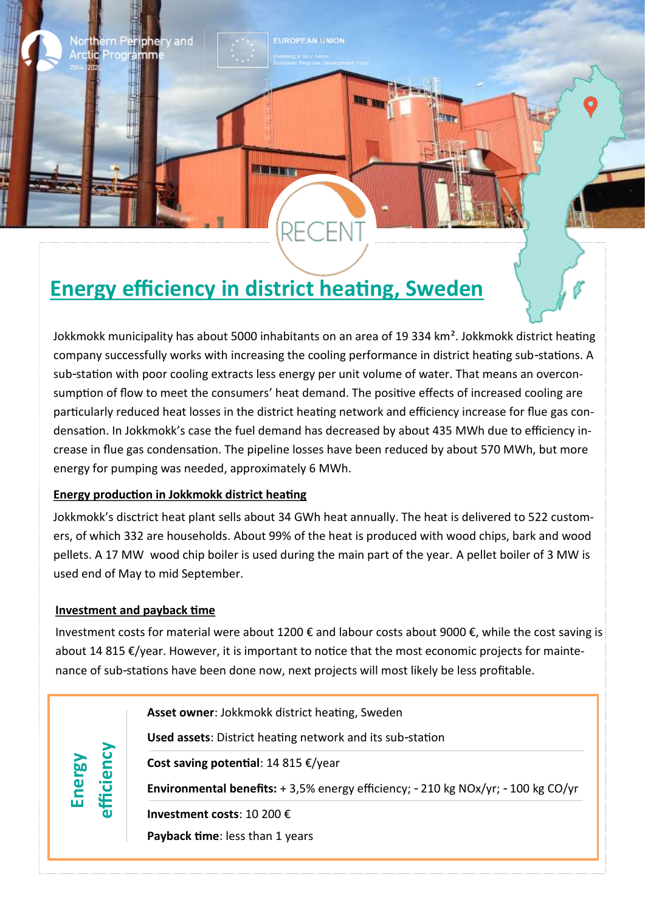# Energy efficiency in district heating, Sweden

Jokkmokk municipality has about 5000 inhabitants on an area of 19 334 km². Jokkmokk district heating company successfully works with increasing the cooling performance in district heating sub-stations. A sub-station with poor cooling extracts less energy per unit volume of water. That means an overconsumption of flow to meet the consumers' heat demand. The positive effects of increased cooling are particularly reduced heat losses in the district heating network and efficiency increase for flue gas condensation. In Jokkmokk's case the fuel demand has decreased by about 435 MWh due to efficiency increase in flue gas condensation. The pipeline losses have been reduced by about 570 MWh, but more energy for pumping was needed, approximately 6 MWh.

## Energy production in Jokkmokk district heating

Jokkmokk's disctrict heat plant sells about 34 GWh heat annually. The heat is delivered to 522 customers, of which 332 are households. About 99% of the heat is produced with wood chips, bark and wood pellets. A 17 MW wood chip boiler is used during the main part of the year. A pellet boiler of 3 MW is used end of May to mid September.

## Investment and payback time

Investment costs for material were about 1200 € and labour costs about 9000 €, while the cost saving is about 14 815 €/year. However, it is important to notice that the most economic projects for maintenance of sub-stations have been done now, next projects will most likely be less profitable.

**Energy efficiency**

**Asset owner**: Jokkmokk district heating, Sweden

**Used assets**: District heating network and its sub-station

**Cost saving potential**: 14 815 €/year

**Environmental benefits:** + 3,5% energy efficiency; - 210 kg NOx/yr; - 100 kg CO/yr

**Investment costs**: 10 200 €

**Payback time**: less than 1 years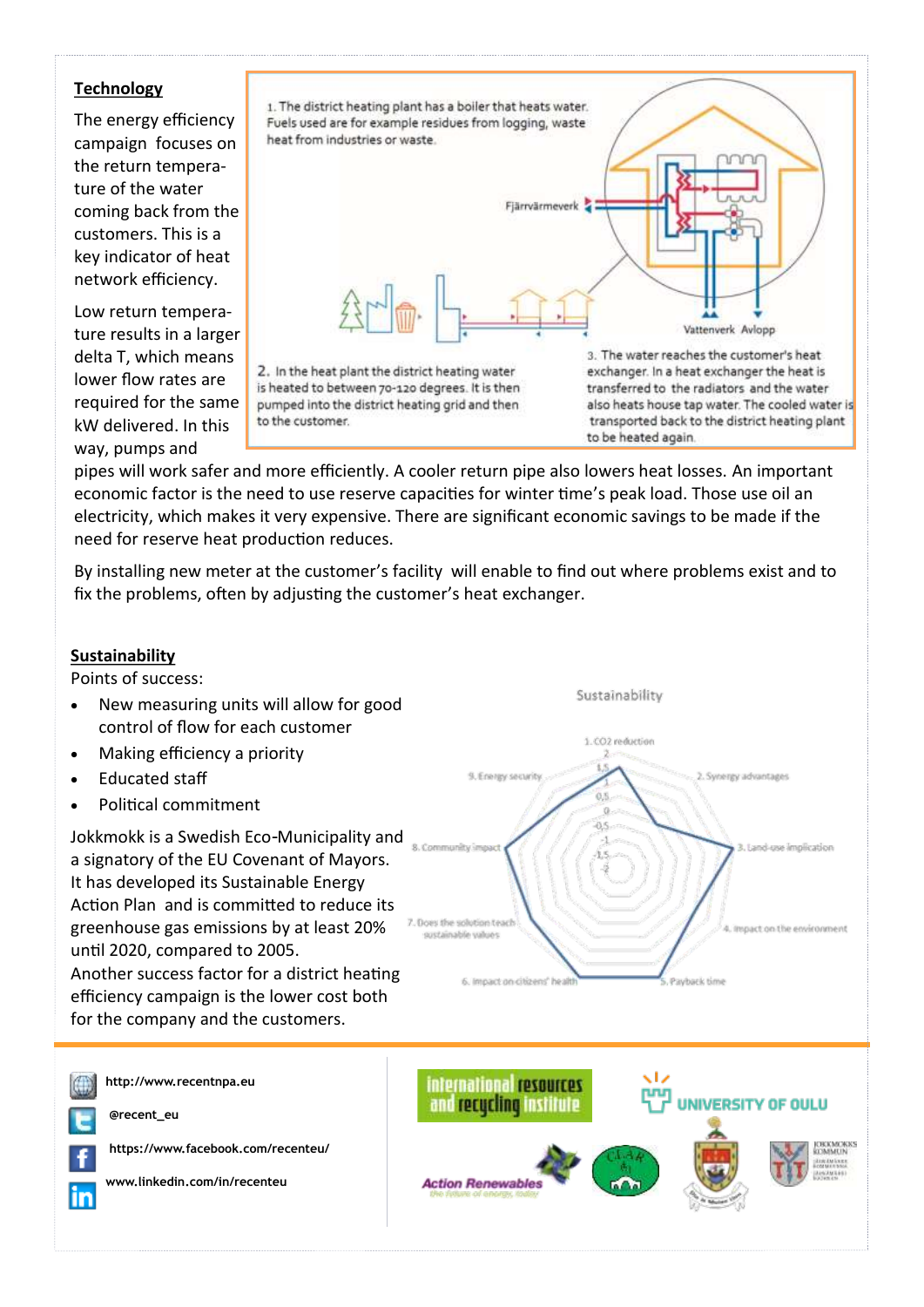## Technology

The energy efficiency campaign focuses on the return temperature of the water coming back from the customers. This is a key indicator of heat network efficiency.

Low return temperature results in a larger delta T, which means lower flow rates are required for the same kW delivered. In this way, pumps and pipes will work safer and more efficiently. A cooler return pipe also lowers heat losses. An important economic factor is the need to use reserve capacities for winter time's peak load. Those use oil an electricity, which makes it very expensive. There are significant economic savings to be made if the need for reserve heat production reduces.

1. The district heating plant has a boiler that heats water. Fuels used are for example residues from logging, waste heat from industries or waste.

Fjärrvärmeverk

Vattenverk Avlopp

2. In the heat plant the district heating water is heated to between 70-120 degrees. It is then pumped into the district heating grid and then to the customer.

3. The water reaches the customer's heat exchanger. In a heat exchanger the heat is transferred to the radiators and the water also heats house tap water. The cooled water is transported back to the district heating plant to be heated again.

By installing new meter at the customer's facility will enable to find out where problems exist and to fix the problems, often by adjusting the customer's heat exchanger.

## Sustainability

Points of success:

- New measuring units will allow for good control of flow for each customer
- Making efficiency a priority
- Educated staff
- Political commitment

Jokkmokk is a Swedish Eco-Municipality and a signatory of the EU Covenant of Mayors. It has developed its Sustainable Energy Action Plan and is committed to reduce its greenhouse gas emissions by at least 20% until 2020, compared to 2005.

Another success factor for a district heating efficiency campaign is the lower cost both for the company and the customers.

Sustainability

1. CO2 reduction
2. Synergy advantages
3. Land-use implication
4. Impact on the environment
5. Payback time
6. Impact on citizens' health
7. Does the solution teach sustainable values
8. Community impact
9. Energy security

2, 1,5, 1, 0,5, 0, -0,5, -1, -1,5, -2

http://www.recentnpa.eu

@recent_eu

https://www.facebook.com/recenteu/

www.linkedin.com/in/recenteu

international resources and recycling institute

UNIVERSITY OF OULU

Action Renewables
the future of energy, today

CLÁR

JOKKMOKKS KOMMUN